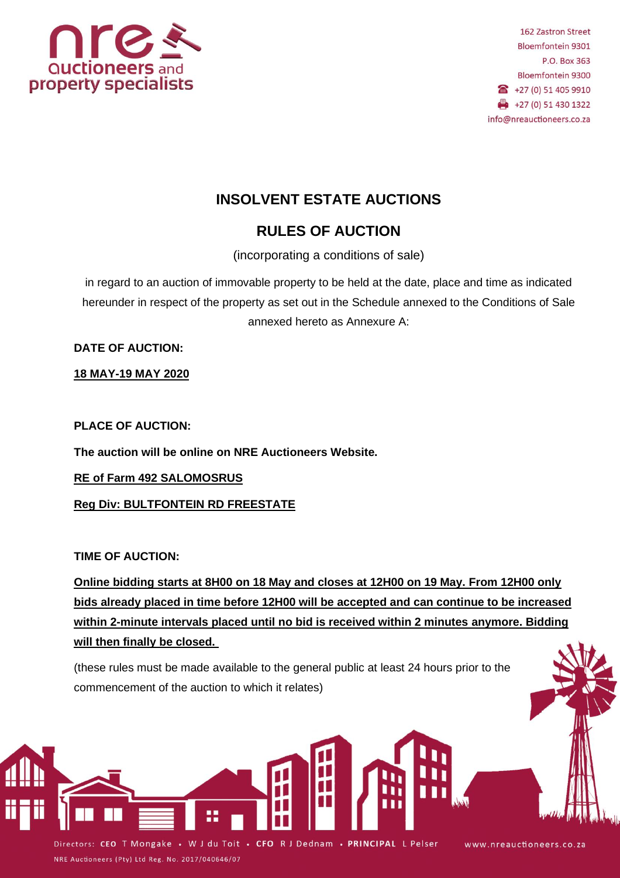162 Zastron Street
Bloemfontein 9301
P.O. Box 363
Bloemfontein 9300
+27 (0) 51 405 9910
+27 (0) 51 430 1322
info@nreauctioneers.co.za

# INSOLVENT ESTATE AUCTIONS

## RULES OF AUCTION

(incorporating a conditions of sale)

in regard to an auction of immovable property to be held at the date, place and time as indicated hereunder in respect of the property as set out in the Schedule annexed to the Conditions of Sale annexed hereto as Annexure A:

**DATE OF AUCTION:**

**18 MAY-19 MAY 2020**

**PLACE OF AUCTION:**

**The auction will be online on NRE Auctioneers Website.**

**RE of Farm 492 SALOMOSRUS**

**Reg Div: BULTFONTEIN RD FREESTATE**

**TIME OF AUCTION:**

**Online bidding starts at 8H00 on 18 May and closes at 12H00 on 19 May. From 12H00 only bids already placed in time before 12H00 will be accepted and can continue to be increased within 2-minute intervals placed until no bid is received within 2 minutes anymore. Bidding will then finally be closed.**

(these rules must be made available to the general public at least 24 hours prior to the commencement of the auction to which it relates)

Directors: CEO T Mongake • W J du Toit • CFO R J Dednam • PRINCIPAL L Pelser www.nreauctioneers.co.za
NRE Auctioneers (Pty) Ltd Reg. No. 2017/040646/07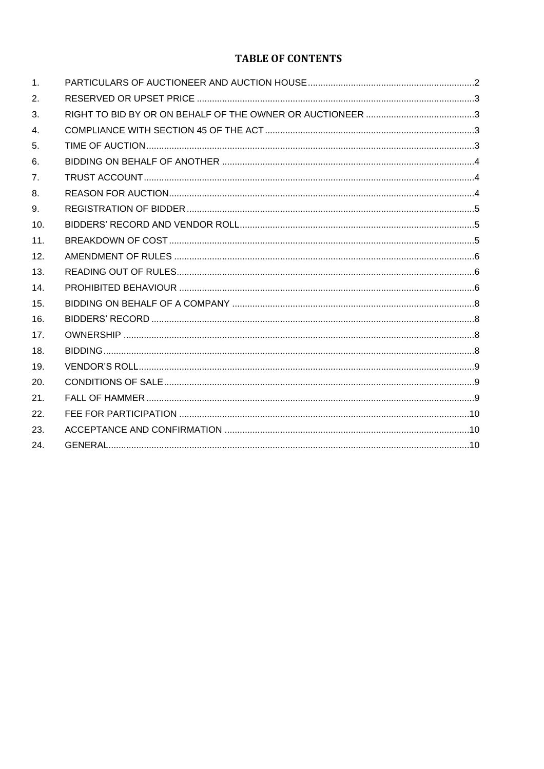# TABLE OF CONTENTS

| | | |
|---|---|---|
| 1. | PARTICULARS OF AUCTIONEER AND AUCTION HOUSE | 2 |
| 2. | RESERVED OR UPSET PRICE | 3 |
| 3. | RIGHT TO BID BY OR ON BEHALF OF THE OWNER OR AUCTIONEER | 3 |
| 4. | COMPLIANCE WITH SECTION 45 OF THE ACT | 3 |
| 5. | TIME OF AUCTION | 3 |
| 6. | BIDDING ON BEHALF OF ANOTHER | 4 |
| 7. | TRUST ACCOUNT | 4 |
| 8. | REASON FOR AUCTION | 4 |
| 9. | REGISTRATION OF BIDDER | 5 |
| 10. | BIDDERS' RECORD AND VENDOR ROLL | 5 |
| 11. | BREAKDOWN OF COST | 5 |
| 12. | AMENDMENT OF RULES | 6 |
| 13. | READING OUT OF RULES | 6 |
| 14. | PROHIBITED BEHAVIOUR | 6 |
| 15. | BIDDING ON BEHALF OF A COMPANY | 8 |
| 16. | BIDDERS' RECORD | 8 |
| 17. | OWNERSHIP | 8 |
| 18. | BIDDING | 8 |
| 19. | VENDOR'S ROLL | 9 |
| 20. | CONDITIONS OF SALE | 9 |
| 21. | FALL OF HAMMER | 9 |
| 22. | FEE FOR PARTICIPATION | 10 |
| 23. | ACCEPTANCE AND CONFIRMATION | 10 |
| 24. | GENERAL | 10 |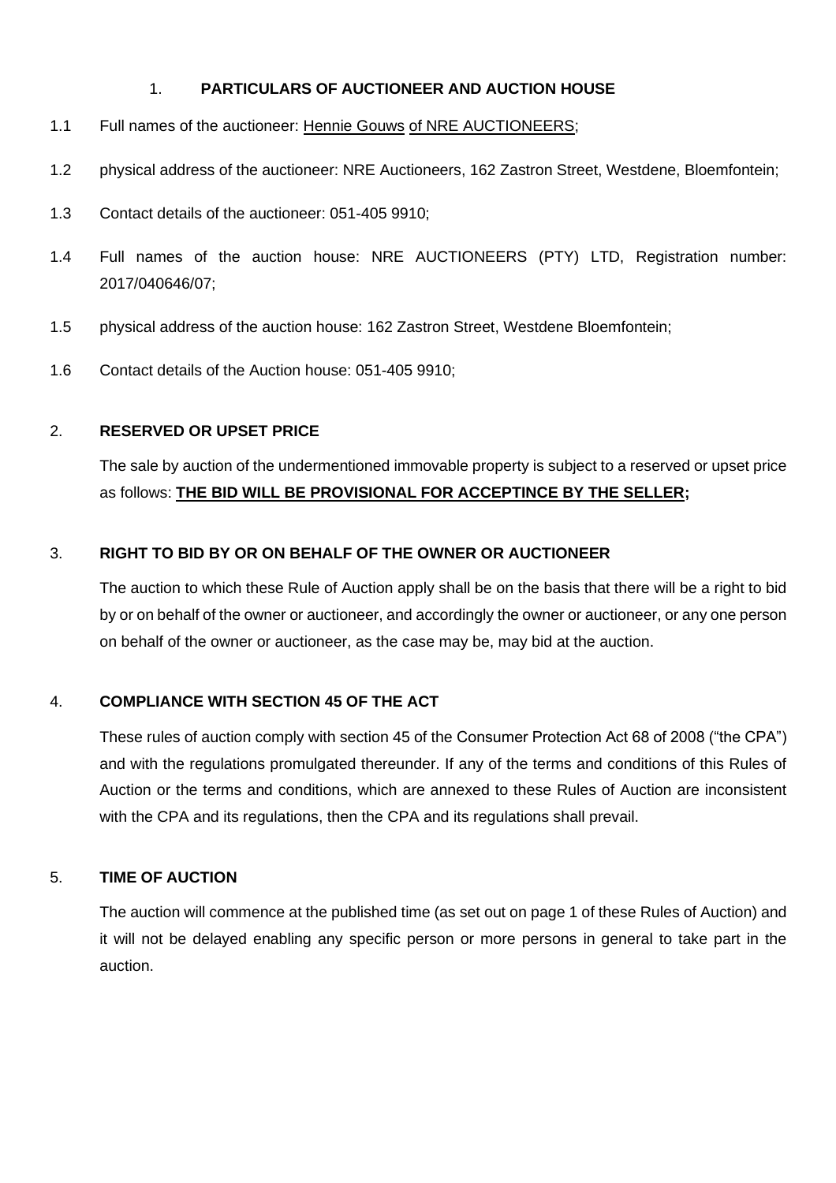## 1. PARTICULARS OF AUCTIONEER AND AUCTION HOUSE

1.1 Full names of the auctioneer: Hennie Gouws of NRE AUCTIONEERS;

1.2 physical address of the auctioneer: NRE Auctioneers, 162 Zastron Street, Westdene, Bloemfontein;

1.3 Contact details of the auctioneer: 051-405 9910;

1.4 Full names of the auction house: NRE AUCTIONEERS (PTY) LTD, Registration number: 2017/040646/07;

1.5 physical address of the auction house: 162 Zastron Street, Westdene Bloemfontein;

1.6 Contact details of the Auction house: 051-405 9910;

## 2. RESERVED OR UPSET PRICE

The sale by auction of the undermentioned immovable property is subject to a reserved or upset price as follows: **THE BID WILL BE PROVISIONAL FOR ACCEPTINCE BY THE SELLER;**

## 3. RIGHT TO BID BY OR ON BEHALF OF THE OWNER OR AUCTIONEER

The auction to which these Rule of Auction apply shall be on the basis that there will be a right to bid by or on behalf of the owner or auctioneer, and accordingly the owner or auctioneer, or any one person on behalf of the owner or auctioneer, as the case may be, may bid at the auction.

## 4. COMPLIANCE WITH SECTION 45 OF THE ACT

These rules of auction comply with section 45 of the Consumer Protection Act 68 of 2008 ("the CPA") and with the regulations promulgated thereunder. If any of the terms and conditions of this Rules of Auction or the terms and conditions, which are annexed to these Rules of Auction are inconsistent with the CPA and its regulations, then the CPA and its regulations shall prevail.

## 5. TIME OF AUCTION

The auction will commence at the published time (as set out on page 1 of these Rules of Auction) and it will not be delayed enabling any specific person or more persons in general to take part in the auction.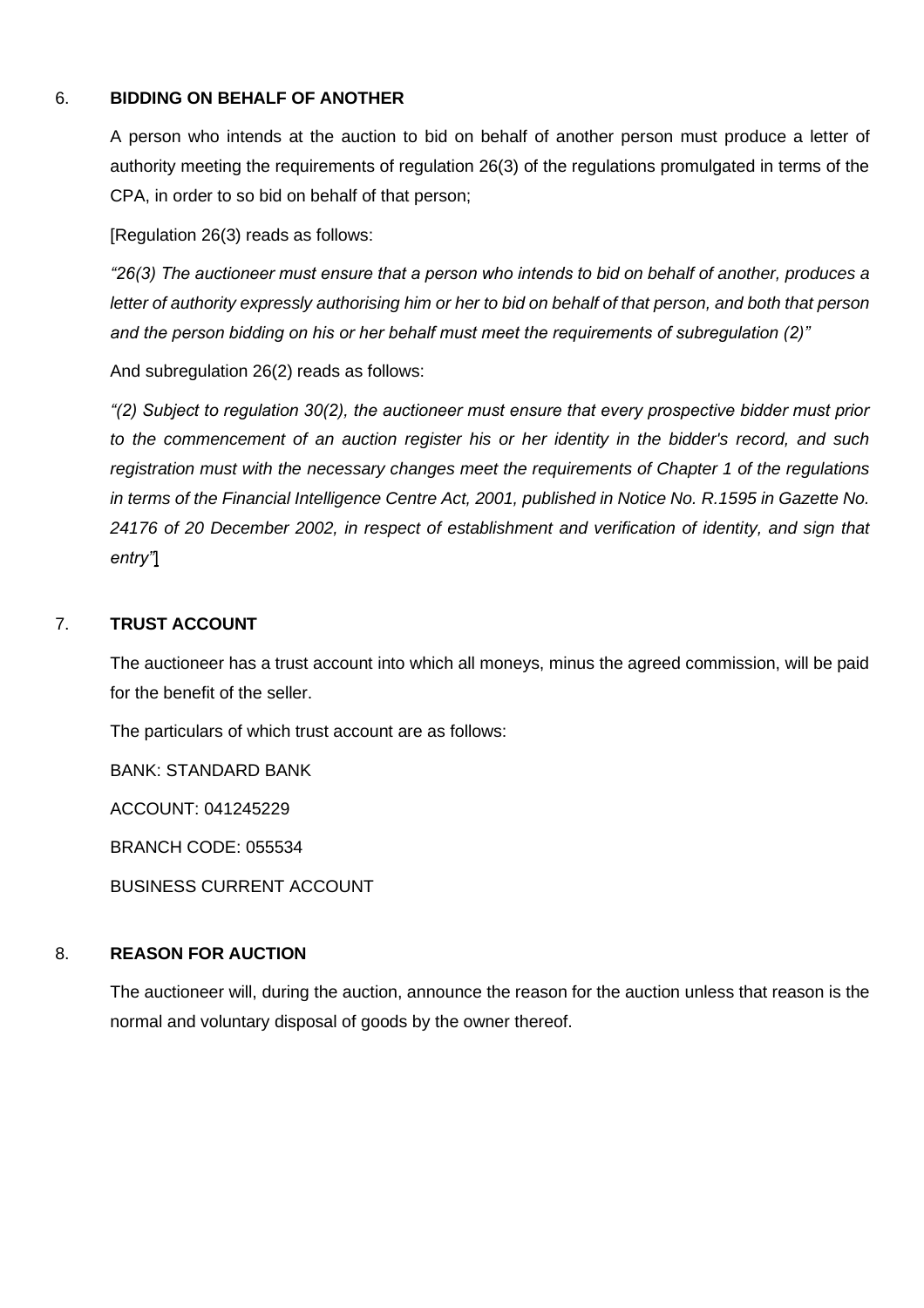## 6. BIDDING ON BEHALF OF ANOTHER

A person who intends at the auction to bid on behalf of another person must produce a letter of authority meeting the requirements of regulation 26(3) of the regulations promulgated in terms of the CPA, in order to so bid on behalf of that person;

[Regulation 26(3) reads as follows:

*"26(3) The auctioneer must ensure that a person who intends to bid on behalf of another, produces a letter of authority expressly authorising him or her to bid on behalf of that person, and both that person and the person bidding on his or her behalf must meet the requirements of subregulation (2)"*

And subregulation 26(2) reads as follows:

*"(2) Subject to regulation 30(2), the auctioneer must ensure that every prospective bidder must prior to the commencement of an auction register his or her identity in the bidder's record, and such registration must with the necessary changes meet the requirements of Chapter 1 of the regulations in terms of the Financial Intelligence Centre Act, 2001, published in Notice No. R.1595 in Gazette No. 24176 of 20 December 2002, in respect of establishment and verification of identity, and sign that entry"*]

## 7. TRUST ACCOUNT

The auctioneer has a trust account into which all moneys, minus the agreed commission, will be paid for the benefit of the seller.

The particulars of which trust account are as follows:

BANK: STANDARD BANK

ACCOUNT: 041245229

BRANCH CODE: 055534

BUSINESS CURRENT ACCOUNT

## 8. REASON FOR AUCTION

The auctioneer will, during the auction, announce the reason for the auction unless that reason is the normal and voluntary disposal of goods by the owner thereof.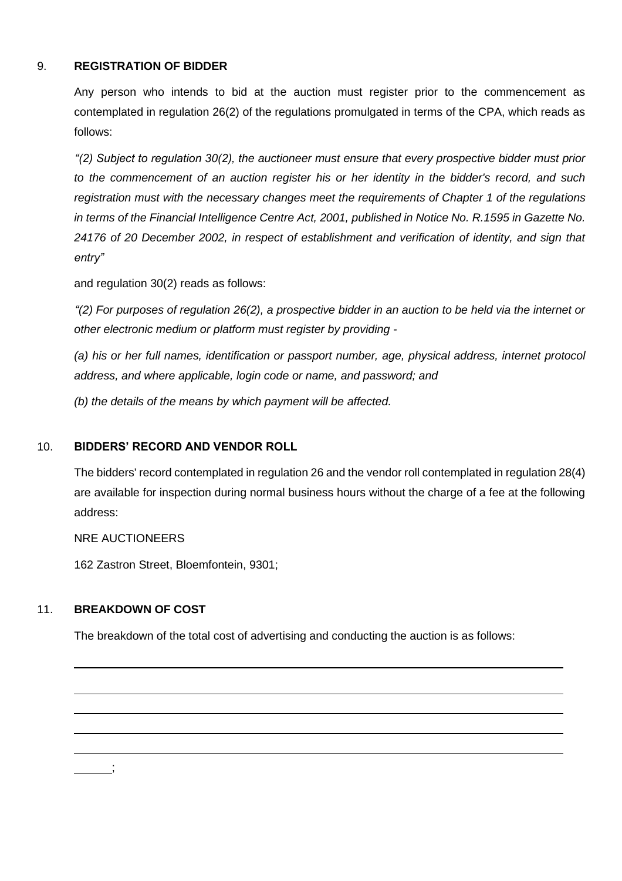## 9. **REGISTRATION OF BIDDER**

Any person who intends to bid at the auction must register prior to the commencement as contemplated in regulation 26(2) of the regulations promulgated in terms of the CPA, which reads as follows:

*"(2) Subject to regulation 30(2), the auctioneer must ensure that every prospective bidder must prior to the commencement of an auction register his or her identity in the bidder's record, and such registration must with the necessary changes meet the requirements of Chapter 1 of the regulations in terms of the Financial Intelligence Centre Act, 2001, published in Notice No. R.1595 in Gazette No. 24176 of 20 December 2002, in respect of establishment and verification of identity, and sign that entry"*

and regulation 30(2) reads as follows:

*"(2) For purposes of regulation 26(2), a prospective bidder in an auction to be held via the internet or other electronic medium or platform must register by providing -*

*(a) his or her full names, identification or passport number, age, physical address, internet protocol address, and where applicable, login code or name, and password; and*

*(b) the details of the means by which payment will be affected.*

## 10. **BIDDERS' RECORD AND VENDOR ROLL**

The bidders' record contemplated in regulation 26 and the vendor roll contemplated in regulation 28(4) are available for inspection during normal business hours without the charge of a fee at the following address:

NRE AUCTIONEERS

162 Zastron Street, Bloemfontein, 9301;

## 11. **BREAKDOWN OF COST**

The breakdown of the total cost of advertising and conducting the auction is as follows:

______________________________________________________________________

______________________________________________________________________

______________________________________________________________________

______________________________________________________________________

______________________________________________________________________

______;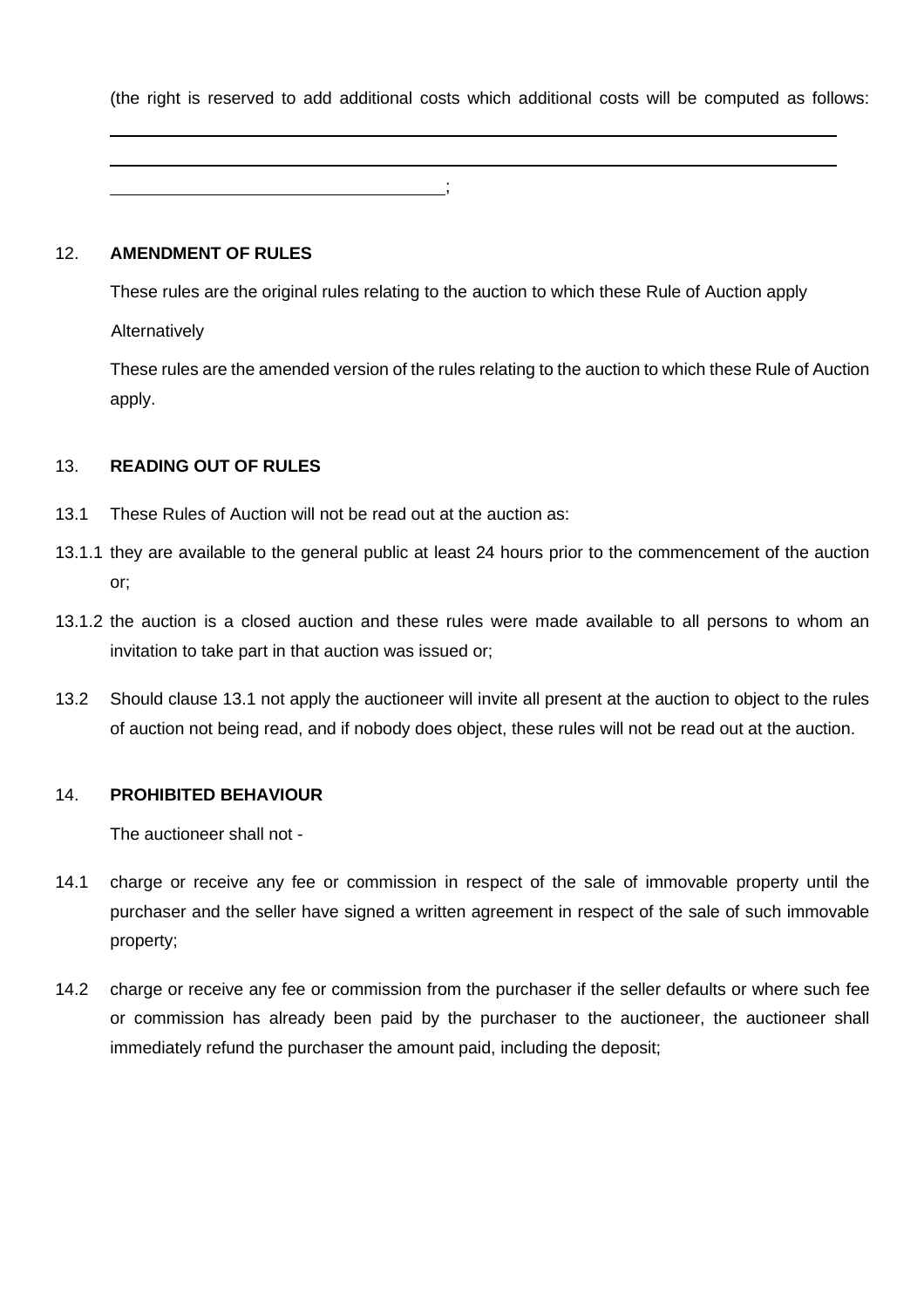(the right is reserved to add additional costs which additional costs will be computed as follows:

\_\_\_\_\_\_\_\_\_\_\_\_\_\_\_\_\_\_\_\_\_\_\_\_\_\_\_\_\_\_\_\_\_\_\_\_\_\_\_\_\_\_\_\_\_\_\_\_\_\_\_\_\_\_\_\_\_\_\_\_\_\_\_\_\_\_\_\_\_\_

\_\_\_\_\_\_\_\_\_\_\_\_\_\_\_\_\_\_\_\_\_\_\_\_\_\_\_\_\_\_\_\_\_\_\_\_\_\_\_\_\_\_\_\_\_\_\_\_\_\_\_\_\_\_\_\_\_\_\_\_\_\_\_\_\_\_\_\_\_\_

\_\_\_\_\_\_\_\_\_\_\_\_\_\_\_\_\_\_\_\_\_\_\_\_\_\_\_\_\_\_\_\_;

12. **AMENDMENT OF RULES**

These rules are the original rules relating to the auction to which these Rule of Auction apply

Alternatively

These rules are the amended version of the rules relating to the auction to which these Rule of Auction apply.

13. **READING OUT OF RULES**

13.1 These Rules of Auction will not be read out at the auction as:

13.1.1 they are available to the general public at least 24 hours prior to the commencement of the auction or;

13.1.2 the auction is a closed auction and these rules were made available to all persons to whom an invitation to take part in that auction was issued or;

13.2 Should clause 13.1 not apply the auctioneer will invite all present at the auction to object to the rules of auction not being read, and if nobody does object, these rules will not be read out at the auction.

14. **PROHIBITED BEHAVIOUR**

The auctioneer shall not -

14.1 charge or receive any fee or commission in respect of the sale of immovable property until the purchaser and the seller have signed a written agreement in respect of the sale of such immovable property;

14.2 charge or receive any fee or commission from the purchaser if the seller defaults or where such fee or commission has already been paid by the purchaser to the auctioneer, the auctioneer shall immediately refund the purchaser the amount paid, including the deposit;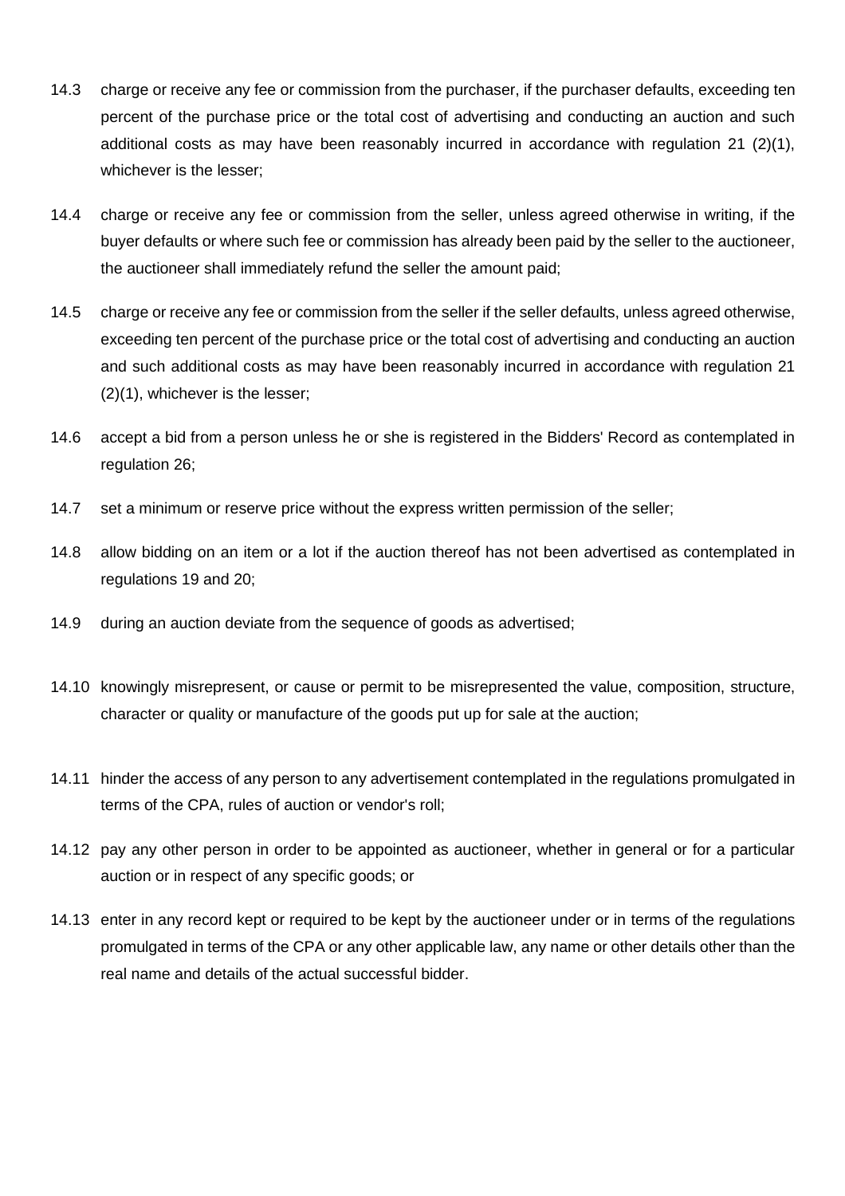14.3 charge or receive any fee or commission from the purchaser, if the purchaser defaults, exceeding ten percent of the purchase price or the total cost of advertising and conducting an auction and such additional costs as may have been reasonably incurred in accordance with regulation 21 (2)(1), whichever is the lesser;

14.4 charge or receive any fee or commission from the seller, unless agreed otherwise in writing, if the buyer defaults or where such fee or commission has already been paid by the seller to the auctioneer, the auctioneer shall immediately refund the seller the amount paid;

14.5 charge or receive any fee or commission from the seller if the seller defaults, unless agreed otherwise, exceeding ten percent of the purchase price or the total cost of advertising and conducting an auction and such additional costs as may have been reasonably incurred in accordance with regulation 21 (2)(1), whichever is the lesser;

14.6 accept a bid from a person unless he or she is registered in the Bidders' Record as contemplated in regulation 26;

14.7 set a minimum or reserve price without the express written permission of the seller;

14.8 allow bidding on an item or a lot if the auction thereof has not been advertised as contemplated in regulations 19 and 20;

14.9 during an auction deviate from the sequence of goods as advertised;

14.10 knowingly misrepresent, or cause or permit to be misrepresented the value, composition, structure, character or quality or manufacture of the goods put up for sale at the auction;

14.11 hinder the access of any person to any advertisement contemplated in the regulations promulgated in terms of the CPA, rules of auction or vendor's roll;

14.12 pay any other person in order to be appointed as auctioneer, whether in general or for a particular auction or in respect of any specific goods; or

14.13 enter in any record kept or required to be kept by the auctioneer under or in terms of the regulations promulgated in terms of the CPA or any other applicable law, any name or other details other than the real name and details of the actual successful bidder.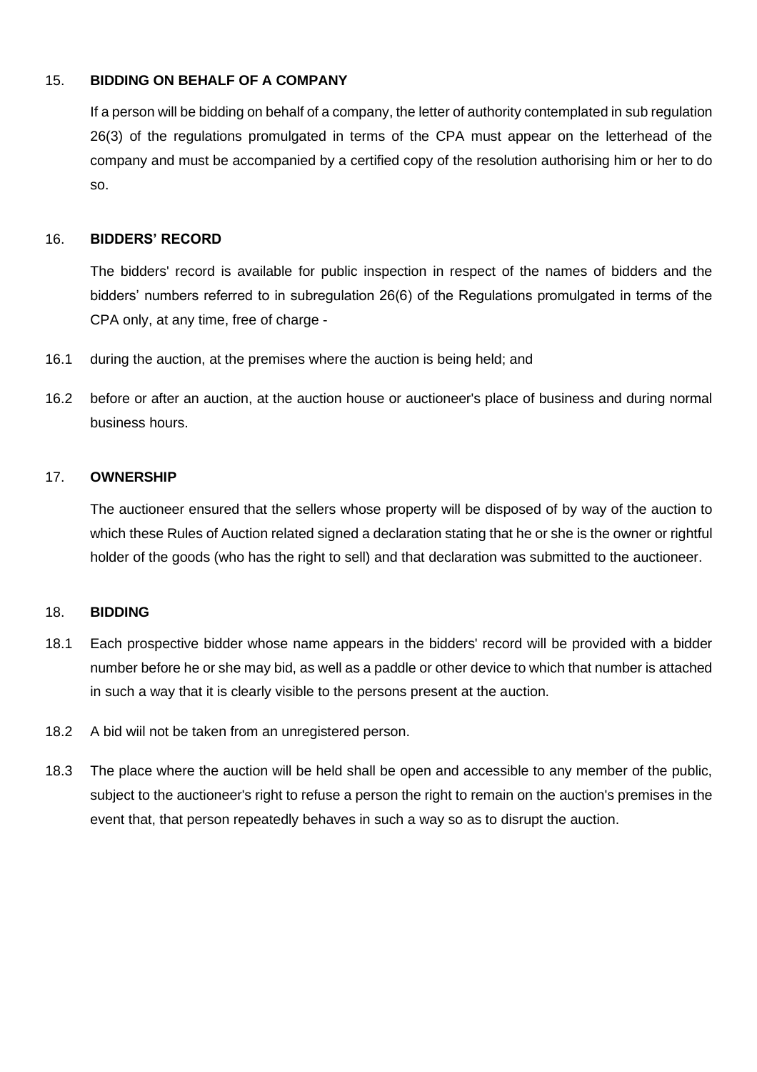## 15. BIDDING ON BEHALF OF A COMPANY

If a person will be bidding on behalf of a company, the letter of authority contemplated in sub regulation 26(3) of the regulations promulgated in terms of the CPA must appear on the letterhead of the company and must be accompanied by a certified copy of the resolution authorising him or her to do so.

## 16. BIDDERS' RECORD

The bidders' record is available for public inspection in respect of the names of bidders and the bidders' numbers referred to in subregulation 26(6) of the Regulations promulgated in terms of the CPA only, at any time, free of charge -

16.1 during the auction, at the premises where the auction is being held; and

16.2 before or after an auction, at the auction house or auctioneer's place of business and during normal business hours.

## 17. OWNERSHIP

The auctioneer ensured that the sellers whose property will be disposed of by way of the auction to which these Rules of Auction related signed a declaration stating that he or she is the owner or rightful holder of the goods (who has the right to sell) and that declaration was submitted to the auctioneer.

## 18. BIDDING

18.1 Each prospective bidder whose name appears in the bidders' record will be provided with a bidder number before he or she may bid, as well as a paddle or other device to which that number is attached in such a way that it is clearly visible to the persons present at the auction.

18.2 A bid wiil not be taken from an unregistered person.

18.3 The place where the auction will be held shall be open and accessible to any member of the public, subject to the auctioneer's right to refuse a person the right to remain on the auction's premises in the event that, that person repeatedly behaves in such a way so as to disrupt the auction.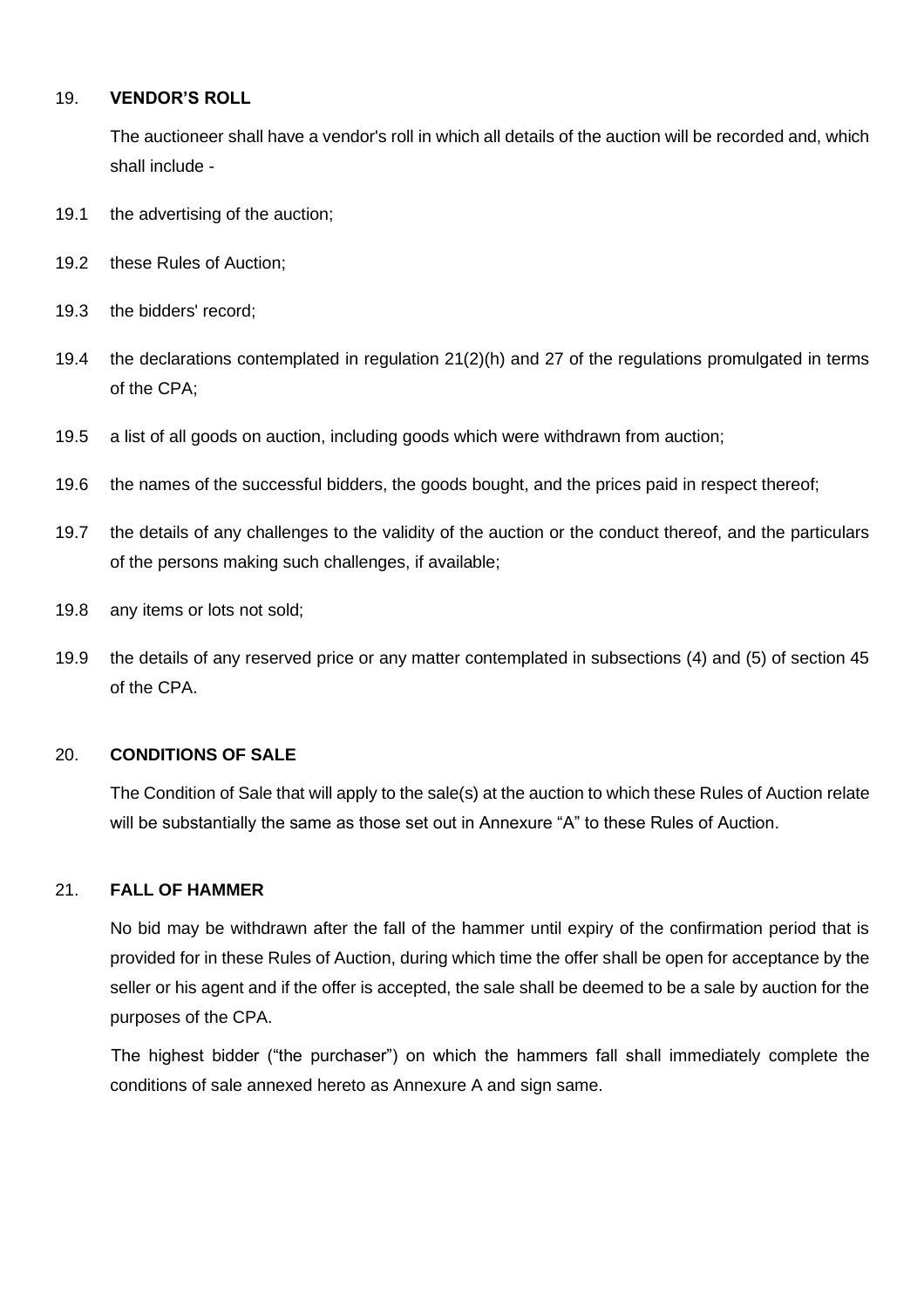## 19. VENDOR'S ROLL

The auctioneer shall have a vendor's roll in which all details of the auction will be recorded and, which shall include -

19.1 the advertising of the auction;

19.2 these Rules of Auction;

19.3 the bidders' record;

19.4 the declarations contemplated in regulation 21(2)(h) and 27 of the regulations promulgated in terms of the CPA;

19.5 a list of all goods on auction, including goods which were withdrawn from auction;

19.6 the names of the successful bidders, the goods bought, and the prices paid in respect thereof;

19.7 the details of any challenges to the validity of the auction or the conduct thereof, and the particulars of the persons making such challenges, if available;

19.8 any items or lots not sold;

19.9 the details of any reserved price or any matter contemplated in subsections (4) and (5) of section 45 of the CPA.

## 20. CONDITIONS OF SALE

The Condition of Sale that will apply to the sale(s) at the auction to which these Rules of Auction relate will be substantially the same as those set out in Annexure "A" to these Rules of Auction.

## 21. FALL OF HAMMER

No bid may be withdrawn after the fall of the hammer until expiry of the confirmation period that is provided for in these Rules of Auction, during which time the offer shall be open for acceptance by the seller or his agent and if the offer is accepted, the sale shall be deemed to be a sale by auction for the purposes of the CPA.

The highest bidder ("the purchaser") on which the hammers fall shall immediately complete the conditions of sale annexed hereto as Annexure A and sign same.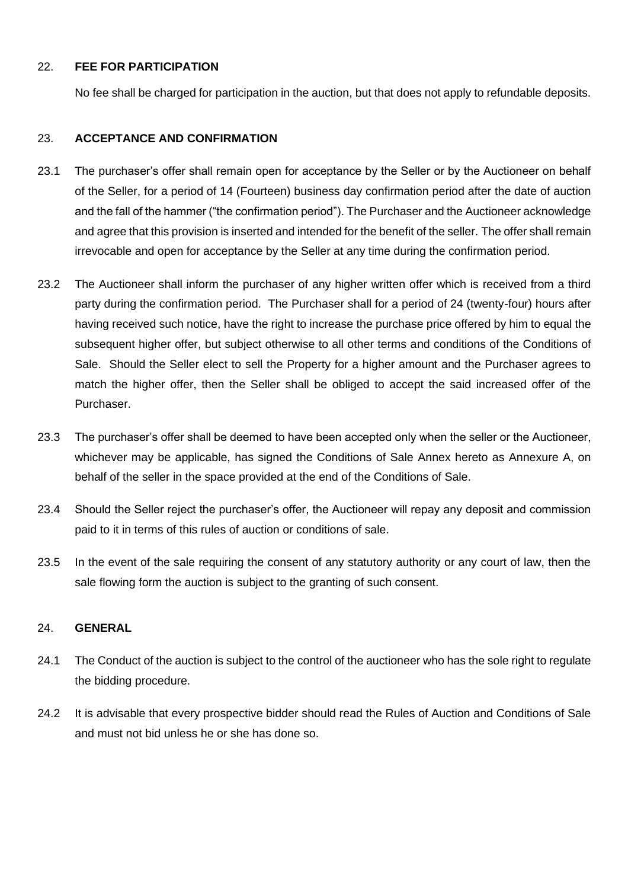## 22. **FEE FOR PARTICIPATION**

No fee shall be charged for participation in the auction, but that does not apply to refundable deposits.

## 23. **ACCEPTANCE AND CONFIRMATION**

23.1 The purchaser's offer shall remain open for acceptance by the Seller or by the Auctioneer on behalf of the Seller, for a period of 14 (Fourteen) business day confirmation period after the date of auction and the fall of the hammer ("the confirmation period"). The Purchaser and the Auctioneer acknowledge and agree that this provision is inserted and intended for the benefit of the seller. The offer shall remain irrevocable and open for acceptance by the Seller at any time during the confirmation period.

23.2 The Auctioneer shall inform the purchaser of any higher written offer which is received from a third party during the confirmation period. The Purchaser shall for a period of 24 (twenty-four) hours after having received such notice, have the right to increase the purchase price offered by him to equal the subsequent higher offer, but subject otherwise to all other terms and conditions of the Conditions of Sale. Should the Seller elect to sell the Property for a higher amount and the Purchaser agrees to match the higher offer, then the Seller shall be obliged to accept the said increased offer of the Purchaser.

23.3 The purchaser's offer shall be deemed to have been accepted only when the seller or the Auctioneer, whichever may be applicable, has signed the Conditions of Sale Annex hereto as Annexure A, on behalf of the seller in the space provided at the end of the Conditions of Sale.

23.4 Should the Seller reject the purchaser's offer, the Auctioneer will repay any deposit and commission paid to it in terms of this rules of auction or conditions of sale.

23.5 In the event of the sale requiring the consent of any statutory authority or any court of law, then the sale flowing form the auction is subject to the granting of such consent.

## 24. **GENERAL**

24.1 The Conduct of the auction is subject to the control of the auctioneer who has the sole right to regulate the bidding procedure.

24.2 It is advisable that every prospective bidder should read the Rules of Auction and Conditions of Sale and must not bid unless he or she has done so.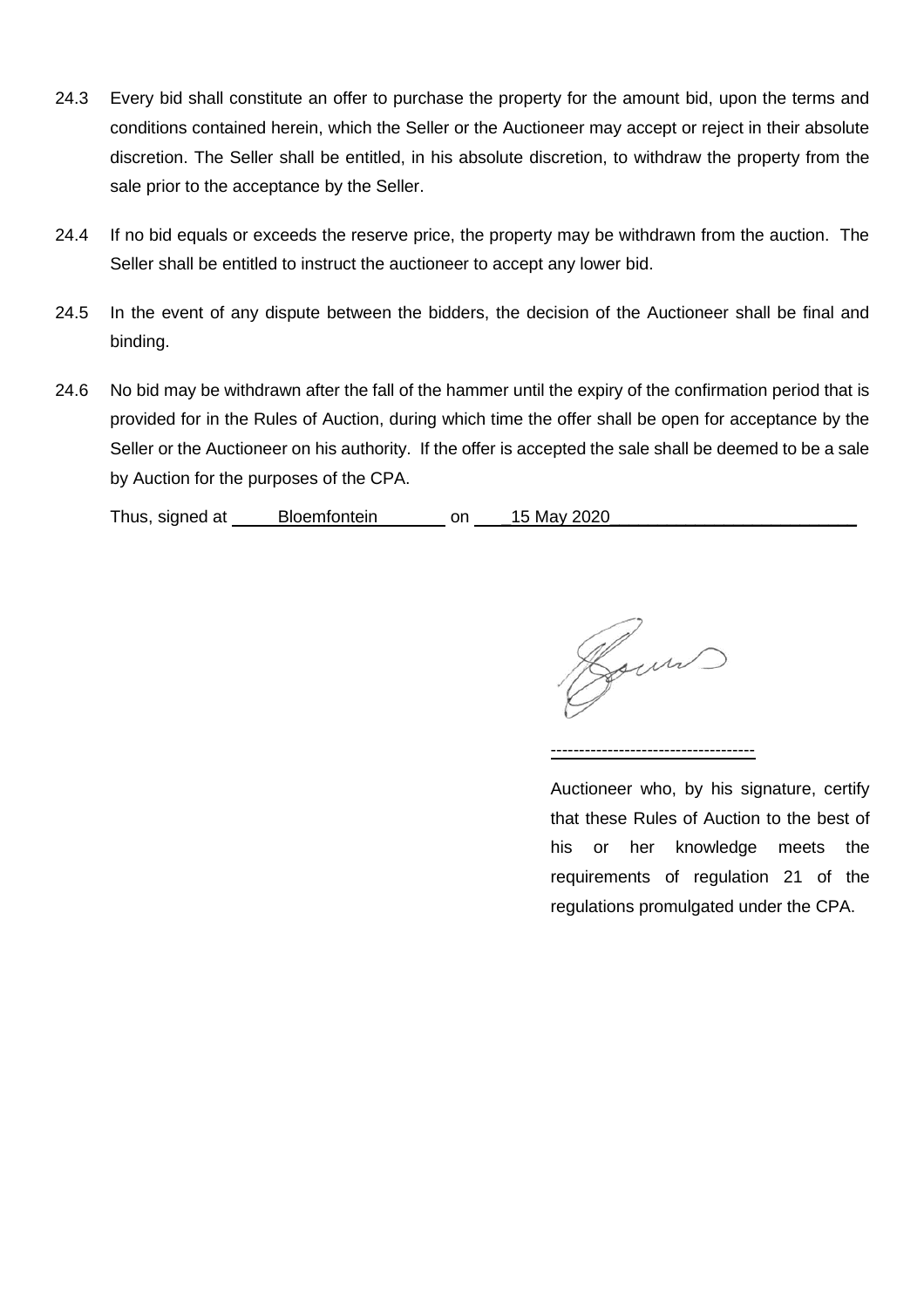24.3 Every bid shall constitute an offer to purchase the property for the amount bid, upon the terms and conditions contained herein, which the Seller or the Auctioneer may accept or reject in their absolute discretion. The Seller shall be entitled, in his absolute discretion, to withdraw the property from the sale prior to the acceptance by the Seller.

24.4 If no bid equals or exceeds the reserve price, the property may be withdrawn from the auction. The Seller shall be entitled to instruct the auctioneer to accept any lower bid.

24.5 In the event of any dispute between the bidders, the decision of the Auctioneer shall be final and binding.

24.6 No bid may be withdrawn after the fall of the hammer until the expiry of the confirmation period that is provided for in the Rules of Auction, during which time the offer shall be open for acceptance by the Seller or the Auctioneer on his authority. If the offer is accepted the sale shall be deemed to be a sale by Auction for the purposes of the CPA.

Thus, signed at Bloemfontein on 15 May 2020

-----------------------------------

Auctioneer who, by his signature, certify that these Rules of Auction to the best of his or her knowledge meets the requirements of regulation 21 of the regulations promulgated under the CPA.